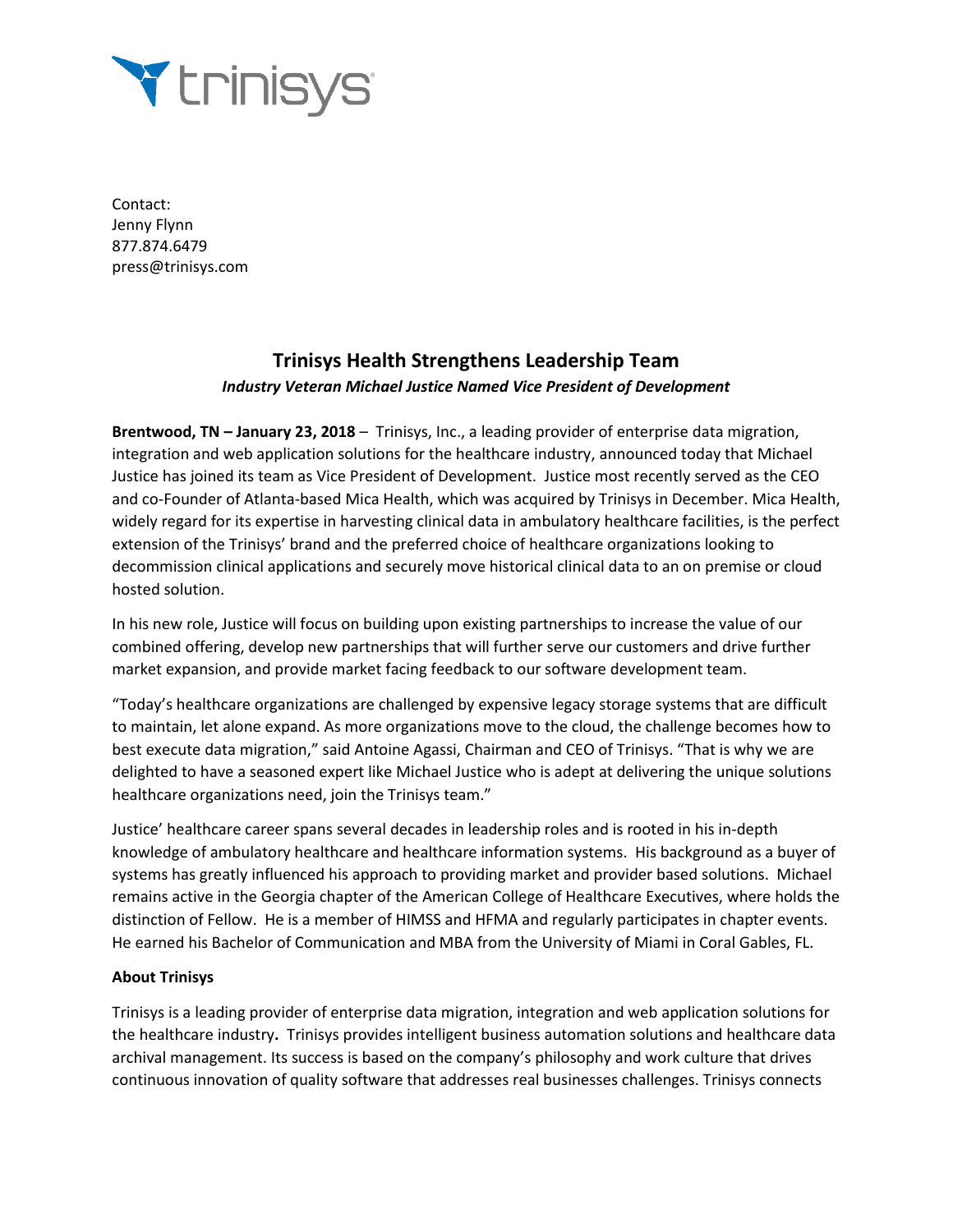trinisys

Contact:
Jenny Flynn
877.874.6479
press@trinisys.com

# Trinisys Health Strengthens Leadership Team

***Industry Veteran Michael Justice Named Vice President of Development***

**Brentwood, TN – January 23, 2018** – Trinisys, Inc., a leading provider of enterprise data migration, integration and web application solutions for the healthcare industry, announced today that Michael Justice has joined its team as Vice President of Development. Justice most recently served as the CEO and co-Founder of Atlanta-based Mica Health, which was acquired by Trinisys in December. Mica Health, widely regard for its expertise in harvesting clinical data in ambulatory healthcare facilities, is the perfect extension of the Trinisys' brand and the preferred choice of healthcare organizations looking to decommission clinical applications and securely move historical clinical data to an on premise or cloud hosted solution.

In his new role, Justice will focus on building upon existing partnerships to increase the value of our combined offering, develop new partnerships that will further serve our customers and drive further market expansion, and provide market facing feedback to our software development team.

"Today's healthcare organizations are challenged by expensive legacy storage systems that are difficult to maintain, let alone expand. As more organizations move to the cloud, the challenge becomes how to best execute data migration," said Antoine Agassi, Chairman and CEO of Trinisys. "That is why we are delighted to have a seasoned expert like Michael Justice who is adept at delivering the unique solutions healthcare organizations need, join the Trinisys team."

Justice' healthcare career spans several decades in leadership roles and is rooted in his in-depth knowledge of ambulatory healthcare and healthcare information systems. His background as a buyer of systems has greatly influenced his approach to providing market and provider based solutions. Michael remains active in the Georgia chapter of the American College of Healthcare Executives, where holds the distinction of Fellow. He is a member of HIMSS and HFMA and regularly participates in chapter events. He earned his Bachelor of Communication and MBA from the University of Miami in Coral Gables, FL.

**About Trinisys**

Trinisys is a leading provider of enterprise data migration, integration and web application solutions for the healthcare industry**.** Trinisys provides intelligent business automation solutions and healthcare data archival management. Its success is based on the company's philosophy and work culture that drives continuous innovation of quality software that addresses real businesses challenges. Trinisys connects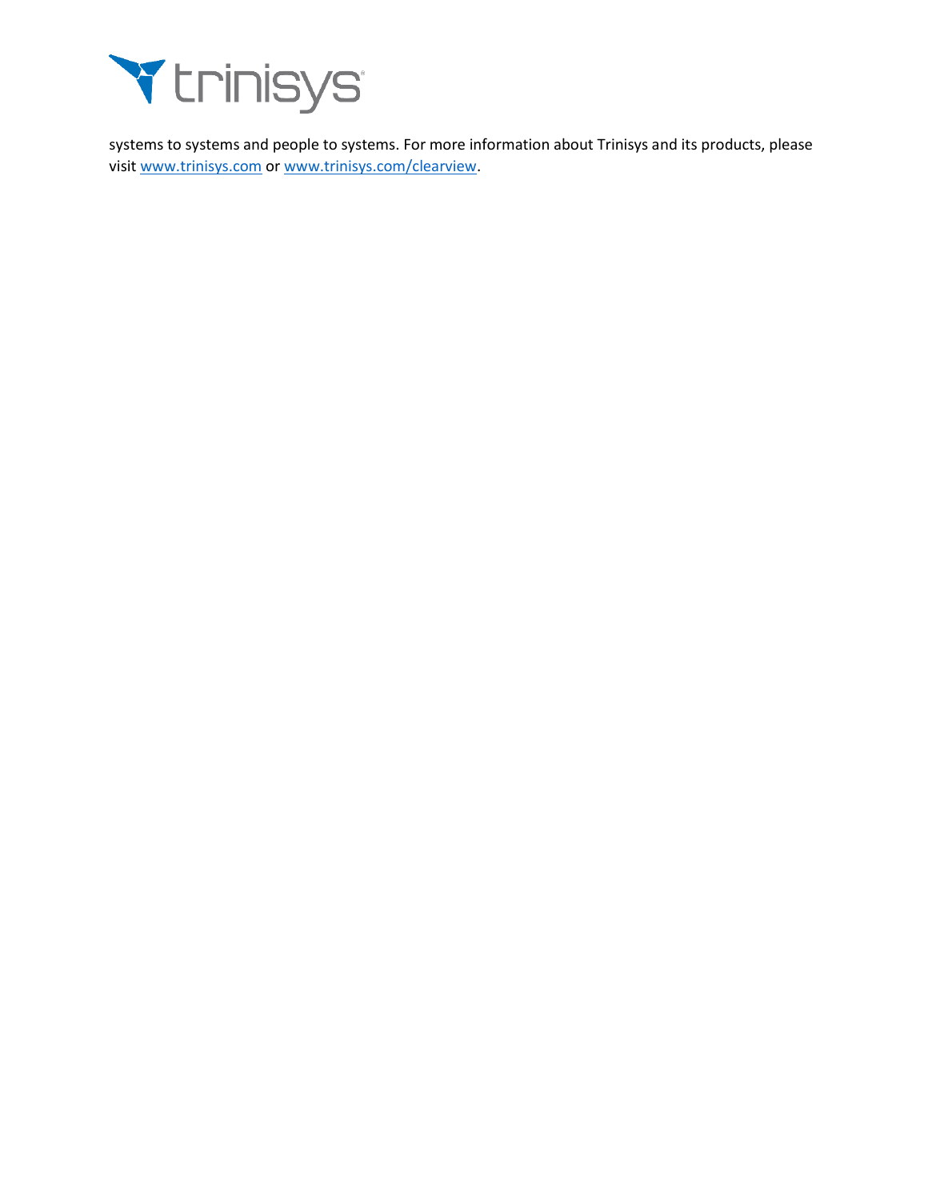systems to systems and people to systems. For more information about Trinisys and its products, please visit [www.trinisys.com](http://www.trinisys.com) or [www.trinisys.com/clearview](http://www.trinisys.com/clearview).